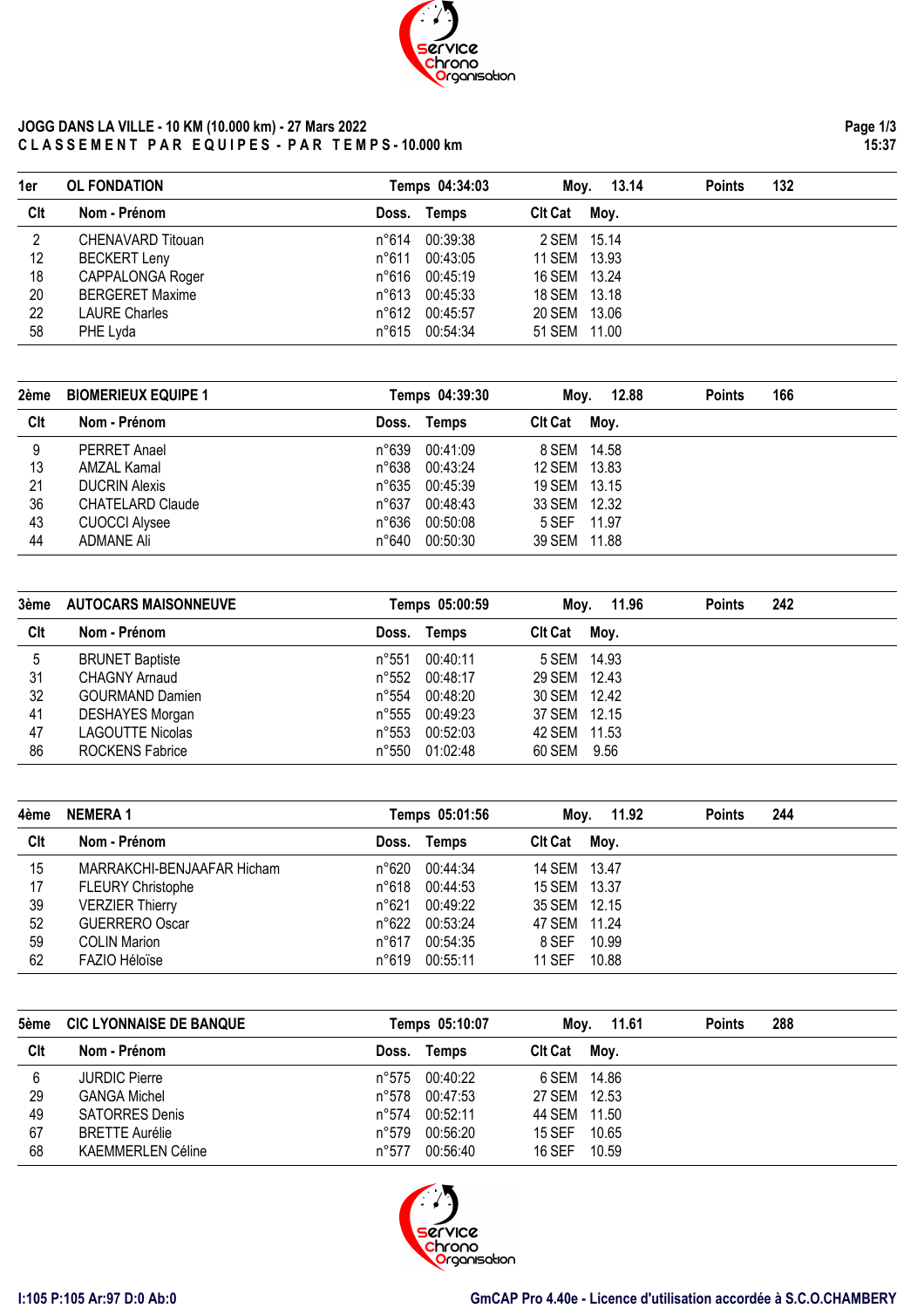**JOGG DANS LA VILLE - 10 KM (10.000 km) - 27 Mars 2022**

**C L A S S E M E N T   P A R   E Q U I P E S - P A R   T E M P S - 10.000 km**

15:37

## 1er OL FONDATION — Temps 04:34:03 — Moy. 13.14 — Points 132

| Clt | Nom - Prénom | Doss. | Temps | Clt Cat | Moy. |
|---|---|---|---|---|---|
| 2 | CHENAVARD Titouan | n°614 | 00:39:38 | 2 SEM | 15.14 |
| 12 | BECKERT Leny | n°611 | 00:43:05 | 11 SEM | 13.93 |
| 18 | CAPPALONGA Roger | n°616 | 00:45:19 | 16 SEM | 13.24 |
| 20 | BERGERET Maxime | n°613 | 00:45:33 | 18 SEM | 13.18 |
| 22 | LAURE Charles | n°612 | 00:45:57 | 20 SEM | 13.06 |
| 58 | PHE Lyda | n°615 | 00:54:34 | 51 SEM | 11.00 |

## 2ème BIOMERIEUX EQUIPE 1 — Temps 04:39:30 — Moy. 12.88 — Points 166

| Clt | Nom - Prénom | Doss. | Temps | Clt Cat | Moy. |
|---|---|---|---|---|---|
| 9 | PERRET Anael | n°639 | 00:41:09 | 8 SEM | 14.58 |
| 13 | AMZAL Kamal | n°638 | 00:43:24 | 12 SEM | 13.83 |
| 21 | DUCRIN Alexis | n°635 | 00:45:39 | 19 SEM | 13.15 |
| 36 | CHATELARD Claude | n°637 | 00:48:43 | 33 SEM | 12.32 |
| 43 | CUOCCI Alysee | n°636 | 00:50:08 | 5 SEF | 11.97 |
| 44 | ADMANE Ali | n°640 | 00:50:30 | 39 SEM | 11.88 |

## 3ème AUTOCARS MAISONNEUVE — Temps 05:00:59 — Moy. 11.96 — Points 242

| Clt | Nom - Prénom | Doss. | Temps | Clt Cat | Moy. |
|---|---|---|---|---|---|
| 5 | BRUNET Baptiste | n°551 | 00:40:11 | 5 SEM | 14.93 |
| 31 | CHAGNY Arnaud | n°552 | 00:48:17 | 29 SEM | 12.43 |
| 32 | GOURMAND Damien | n°554 | 00:48:20 | 30 SEM | 12.42 |
| 41 | DESHAYES Morgan | n°555 | 00:49:23 | 37 SEM | 12.15 |
| 47 | LAGOUTTE Nicolas | n°553 | 00:52:03 | 42 SEM | 11.53 |
| 86 | ROCKENS Fabrice | n°550 | 01:02:48 | 60 SEM | 9.56 |

## 4ème NEMERA 1 — Temps 05:01:56 — Moy. 11.92 — Points 244

| Clt | Nom - Prénom | Doss. | Temps | Clt Cat | Moy. |
|---|---|---|---|---|---|
| 15 | MARRAKCHI-BENJAAFAR Hicham | n°620 | 00:44:34 | 14 SEM | 13.47 |
| 17 | FLEURY Christophe | n°618 | 00:44:53 | 15 SEM | 13.37 |
| 39 | VERZIER Thierry | n°621 | 00:49:22 | 35 SEM | 12.15 |
| 52 | GUERRERO Oscar | n°622 | 00:53:24 | 47 SEM | 11.24 |
| 59 | COLIN Marion | n°617 | 00:54:35 | 8 SEF | 10.99 |
| 62 | FAZIO Héloïse | n°619 | 00:55:11 | 11 SEF | 10.88 |

## 5ème CIC LYONNAISE DE BANQUE — Temps 05:10:07 — Moy. 11.61 — Points 288

| Clt | Nom - Prénom | Doss. | Temps | Clt Cat | Moy. |
|---|---|---|---|---|---|
| 6 | JURDIC Pierre | n°575 | 00:40:22 | 6 SEM | 14.86 |
| 29 | GANGA Michel | n°578 | 00:47:53 | 27 SEM | 12.53 |
| 49 | SATORRES Denis | n°574 | 00:52:11 | 44 SEM | 11.50 |
| 67 | BRETTE Aurélie | n°579 | 00:56:20 | 15 SEF | 10.65 |
| 68 | KAEMMERLEN Céline | n°577 | 00:56:40 | 16 SEF | 10.59 |

I:105 P:105 Ar:97 D:0 Ab:0

GmCAP Pro 4.40e - Licence d'utilisation accordée à S.C.O.CHAMBERY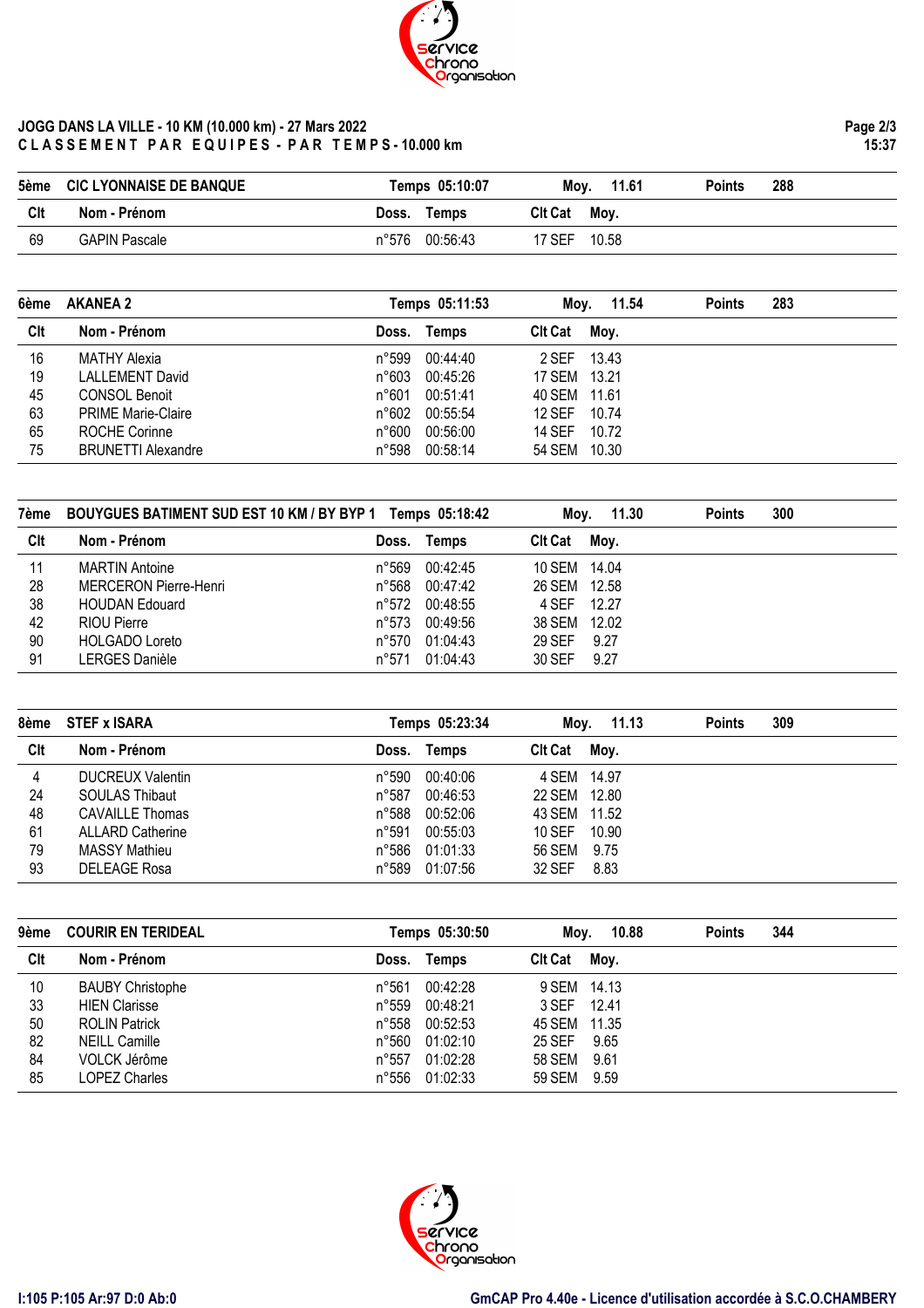# JOGG DANS LA VILLE - 10 KM (10.000 km) - 27 Mars 2022

**C L A S S E M E N T  P A R  E Q U I P E S - P A R  T E M P S - 10.000 km**

## 5ème CIC LYONNAISE DE BANQUE

Temps 05:10:07 — Moy. 11.61 — Points 288

| Clt | Nom - Prénom | Doss. | Temps | Clt Cat | Moy. |
|---|---|---|---|---|---|
| 69 | GAPIN Pascale | n°576 | 00:56:43 | 17 SEF | 10.58 |

## 6ème AKANEA 2

Temps 05:11:53 — Moy. 11.54 — Points 283

| Clt | Nom - Prénom | Doss. | Temps | Clt Cat | Moy. |
|---|---|---|---|---|---|
| 16 | MATHY Alexia | n°599 | 00:44:40 | 2 SEF | 13.43 |
| 19 | LALLEMENT David | n°603 | 00:45:26 | 17 SEM | 13.21 |
| 45 | CONSOL Benoit | n°601 | 00:51:41 | 40 SEM | 11.61 |
| 63 | PRIME Marie-Claire | n°602 | 00:55:54 | 12 SEF | 10.74 |
| 65 | ROCHE Corinne | n°600 | 00:56:00 | 14 SEF | 10.72 |
| 75 | BRUNETTI Alexandre | n°598 | 00:58:14 | 54 SEM | 10.30 |

## 7ème BOUYGUES BATIMENT SUD EST 10 KM / BY BYP 1

Temps 05:18:42 — Moy. 11.30 — Points 300

| Clt | Nom - Prénom | Doss. | Temps | Clt Cat | Moy. |
|---|---|---|---|---|---|
| 11 | MARTIN Antoine | n°569 | 00:42:45 | 10 SEM | 14.04 |
| 28 | MERCERON Pierre-Henri | n°568 | 00:47:42 | 26 SEM | 12.58 |
| 38 | HOUDAN Edouard | n°572 | 00:48:55 | 4 SEF | 12.27 |
| 42 | RIOU Pierre | n°573 | 00:49:56 | 38 SEM | 12.02 |
| 90 | HOLGADO Loreto | n°570 | 01:04:43 | 29 SEF | 9.27 |
| 91 | LERGES Danièle | n°571 | 01:04:43 | 30 SEF | 9.27 |

## 8ème STEF x ISARA

Temps 05:23:34 — Moy. 11.13 — Points 309

| Clt | Nom - Prénom | Doss. | Temps | Clt Cat | Moy. |
|---|---|---|---|---|---|
| 4 | DUCREUX Valentin | n°590 | 00:40:06 | 4 SEM | 14.97 |
| 24 | SOULAS Thibaut | n°587 | 00:46:53 | 22 SEM | 12.80 |
| 48 | CAVAILLE Thomas | n°588 | 00:52:06 | 43 SEM | 11.52 |
| 61 | ALLARD Catherine | n°591 | 00:55:03 | 10 SEF | 10.90 |
| 79 | MASSY Mathieu | n°586 | 01:01:33 | 56 SEM | 9.75 |
| 93 | DELEAGE Rosa | n°589 | 01:07:56 | 32 SEF | 8.83 |

## 9ème COURIR EN TERIDEAL

Temps 05:30:50 — Moy. 10.88 — Points 344

| Clt | Nom - Prénom | Doss. | Temps | Clt Cat | Moy. |
|---|---|---|---|---|---|
| 10 | BAUBY Christophe | n°561 | 00:42:28 | 9 SEM | 14.13 |
| 33 | HIEN Clarisse | n°559 | 00:48:21 | 3 SEF | 12.41 |
| 50 | ROLIN Patrick | n°558 | 00:52:53 | 45 SEM | 11.35 |
| 82 | NEILL Camille | n°560 | 01:02:10 | 25 SEF | 9.65 |
| 84 | VOLCK Jérôme | n°557 | 01:02:28 | 58 SEM | 9.61 |
| 85 | LOPEZ Charles | n°556 | 01:02:33 | 59 SEM | 9.59 |

I:105 P:105 Ar:97 D:0 Ab:0

GmCAP Pro 4.40e - Licence d'utilisation accordée à S.C.O.CHAMBERY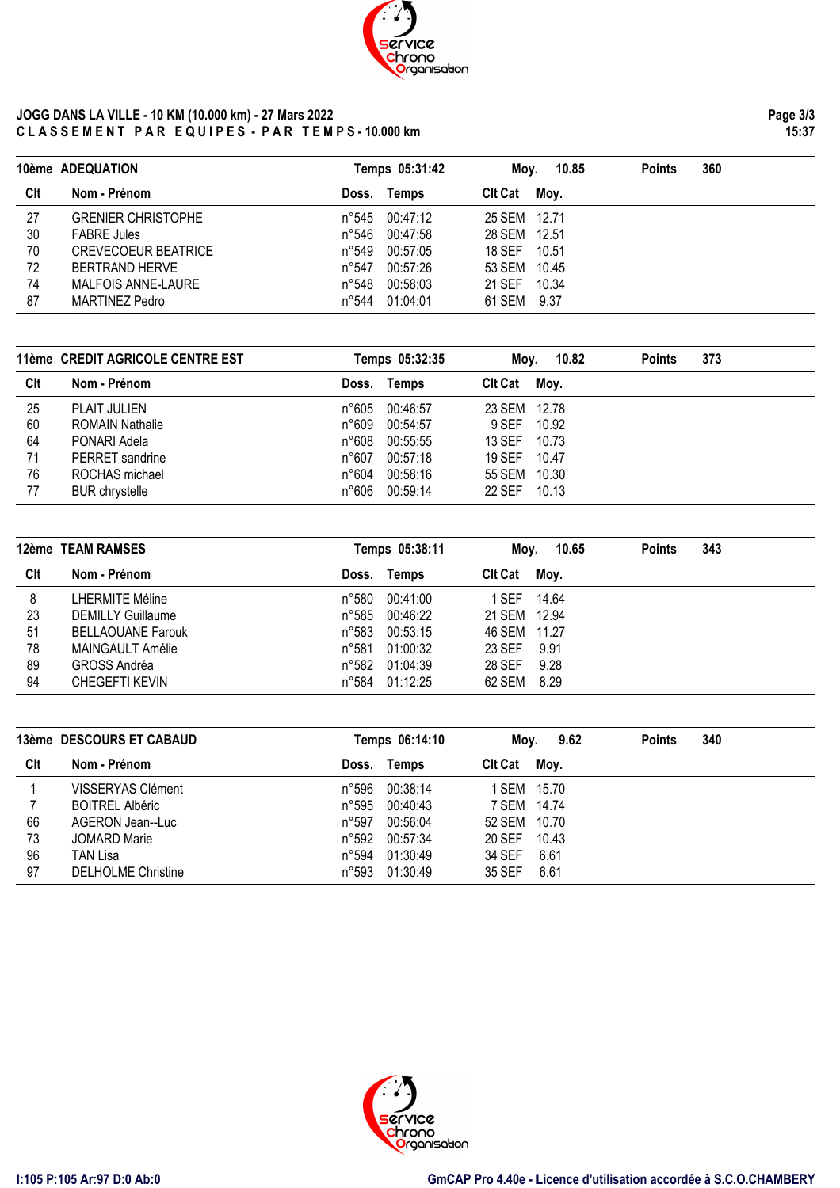JOGG DANS LA VILLE - 10 KM (10.000 km) - 27 Mars 2022

C L A S S E M E N T   P A R   E Q U I P E S  -  P A R   T E M P S - 10.000 km

## 10ème ADEQUATION — Temps 05:31:42 — Moy. 10.85 — Points 360

| Clt | Nom - Prénom | Doss. | Temps | Clt Cat | Moy. |
|---|---|---|---|---|---|
| 27 | GRENIER CHRISTOPHE | n°545 | 00:47:12 | 25 SEM | 12.71 |
| 30 | FABRE Jules | n°546 | 00:47:58 | 28 SEM | 12.51 |
| 70 | CREVECOEUR BEATRICE | n°549 | 00:57:05 | 18 SEF | 10.51 |
| 72 | BERTRAND HERVE | n°547 | 00:57:26 | 53 SEM | 10.45 |
| 74 | MALFOIS ANNE-LAURE | n°548 | 00:58:03 | 21 SEF | 10.34 |
| 87 | MARTINEZ Pedro | n°544 | 01:04:01 | 61 SEM | 9.37 |

## 11ème CREDIT AGRICOLE CENTRE EST — Temps 05:32:35 — Moy. 10.82 — Points 373

| Clt | Nom - Prénom | Doss. | Temps | Clt Cat | Moy. |
|---|---|---|---|---|---|
| 25 | PLAIT JULIEN | n°605 | 00:46:57 | 23 SEM | 12.78 |
| 60 | ROMAIN Nathalie | n°609 | 00:54:57 | 9 SEF | 10.92 |
| 64 | PONARI Adela | n°608 | 00:55:55 | 13 SEF | 10.73 |
| 71 | PERRET sandrine | n°607 | 00:57:18 | 19 SEF | 10.47 |
| 76 | ROCHAS michael | n°604 | 00:58:16 | 55 SEM | 10.30 |
| 77 | BUR chrystelle | n°606 | 00:59:14 | 22 SEF | 10.13 |

## 12ème TEAM RAMSES — Temps 05:38:11 — Moy. 10.65 — Points 343

| Clt | Nom - Prénom | Doss. | Temps | Clt Cat | Moy. |
|---|---|---|---|---|---|
| 8 | LHERMITE Méline | n°580 | 00:41:00 | 1 SEF | 14.64 |
| 23 | DEMILLY Guillaume | n°585 | 00:46:22 | 21 SEM | 12.94 |
| 51 | BELLAOUANE Farouk | n°583 | 00:53:15 | 46 SEM | 11.27 |
| 78 | MAINGAULT Amélie | n°581 | 01:00:32 | 23 SEF | 9.91 |
| 89 | GROSS Andréa | n°582 | 01:04:39 | 28 SEF | 9.28 |
| 94 | CHEGEFTI KEVIN | n°584 | 01:12:25 | 62 SEM | 8.29 |

## 13ème DESCOURS ET CABAUD — Temps 06:14:10 — Moy. 9.62 — Points 340

| Clt | Nom - Prénom | Doss. | Temps | Clt Cat | Moy. |
|---|---|---|---|---|---|
| 1 | VISSERYAS Clément | n°596 | 00:38:14 | 1 SEM | 15.70 |
| 7 | BOITREL Albéric | n°595 | 00:40:43 | 7 SEM | 14.74 |
| 66 | AGERON Jean--Luc | n°597 | 00:56:04 | 52 SEM | 10.70 |
| 73 | JOMARD Marie | n°592 | 00:57:34 | 20 SEF | 10.43 |
| 96 | TAN Lisa | n°594 | 01:30:49 | 34 SEF | 6.61 |
| 97 | DELHOLME Christine | n°593 | 01:30:49 | 35 SEF | 6.61 |

I:105 P:105 Ar:97 D:0 Ab:0

GmCAP Pro 4.40e - Licence d'utilisation accordée à S.C.O.CHAMBERY